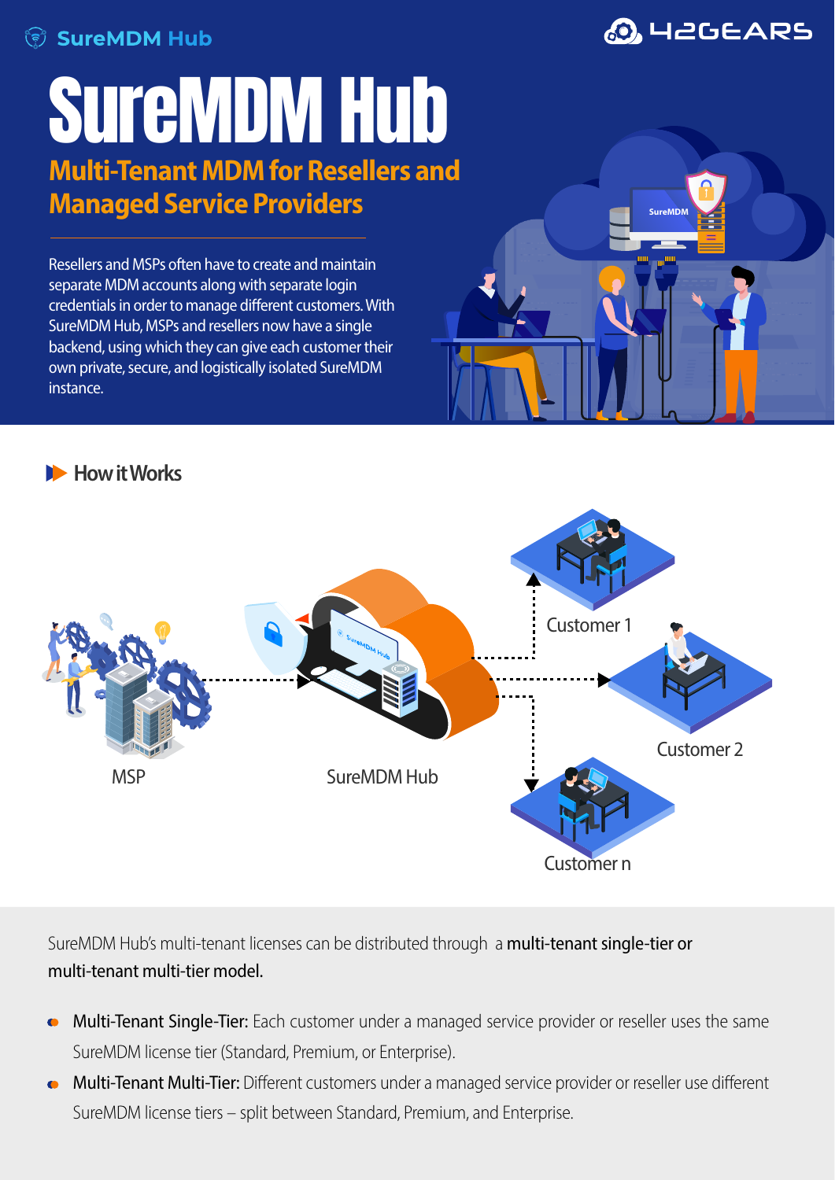SureMDM Hub

# SureMDM Hub

## Multi-Tenant MDM for Resellers and Managed Service Providers

Resellers and MSPs often have to create and maintain separate MDM accounts along with separate login credentials in order to manage different customers. With SureMDM Hub, MSPs and resellers now have a single backend, using which they can give each customer their own private, secure, and logistically isolated SureMDM instance.

### How it Works

MSP

SureMDM Hub

Customer 1

Customer 2

Customer n

SureMDM Hub's multi-tenant licenses can be distributed through a **multi-tenant single-tier or multi-tenant multi-tier model.**

- **Multi-Tenant Single-Tier:** Each customer under a managed service provider or reseller uses the same SureMDM license tier (Standard, Premium, or Enterprise).
- **Multi-Tenant Multi-Tier:** Different customers under a managed service provider or reseller use different SureMDM license tiers – split between Standard, Premium, and Enterprise.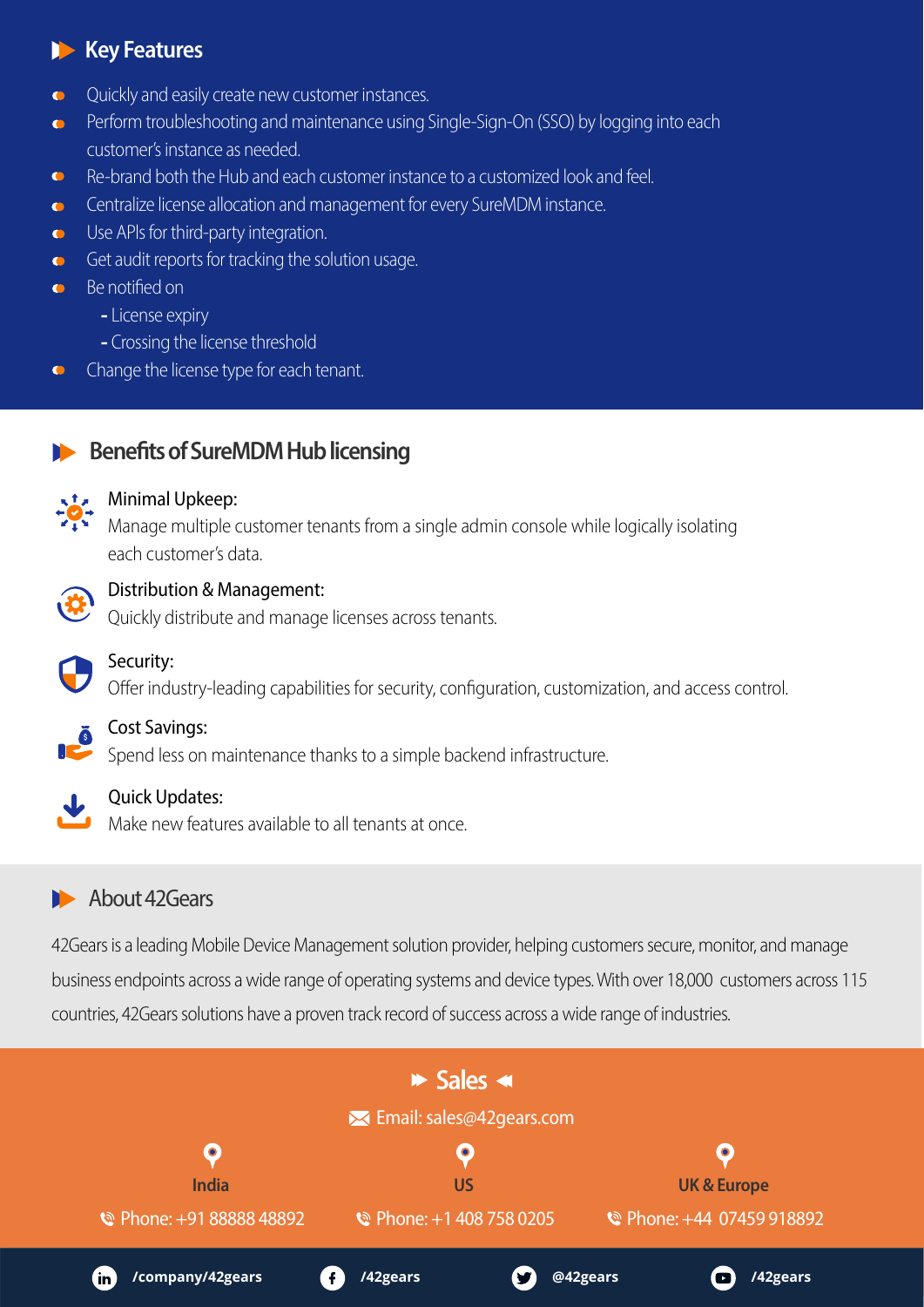## Key Features

- Quickly and easily create new customer instances.
- Perform troubleshooting and maintenance using Single-Sign-On (SSO) by logging into each customer's instance as needed.
- Re-brand both the Hub and each customer instance to a customized look and feel.
- Centralize license allocation and management for every SureMDM instance.
- Use APIs for third-party integration.
- Get audit reports for tracking the solution usage.
- Be notified on
  - License expiry
  - Crossing the license threshold
- Change the license type for each tenant.

## Benefits of SureMDM Hub licensing

**Minimal Upkeep:**
Manage multiple customer tenants from a single admin console while logically isolating each customer's data.

**Distribution & Management:**
Quickly distribute and manage licenses across tenants.

**Security:**
Offer industry-leading capabilities for security, configuration, customization, and access control.

**Cost Savings:**
Spend less on maintenance thanks to a simple backend infrastructure.

**Quick Updates:**
Make new features available to all tenants at once.

## About 42Gears

42Gears is a leading Mobile Device Management solution provider, helping customers secure, monitor, and manage business endpoints across a wide range of operating systems and device types. With over 18,000 customers across 115 countries, 42Gears solutions have a proven track record of success across a wide range of industries.

## Sales

Email: sales@42gears.com

**India**
Phone: +91 88888 48892

**US**
Phone: +1 408 758 0205

**UK & Europe**
Phone: +44 07459 918892

/company/42gears    /42gears    @42gears    /42gears